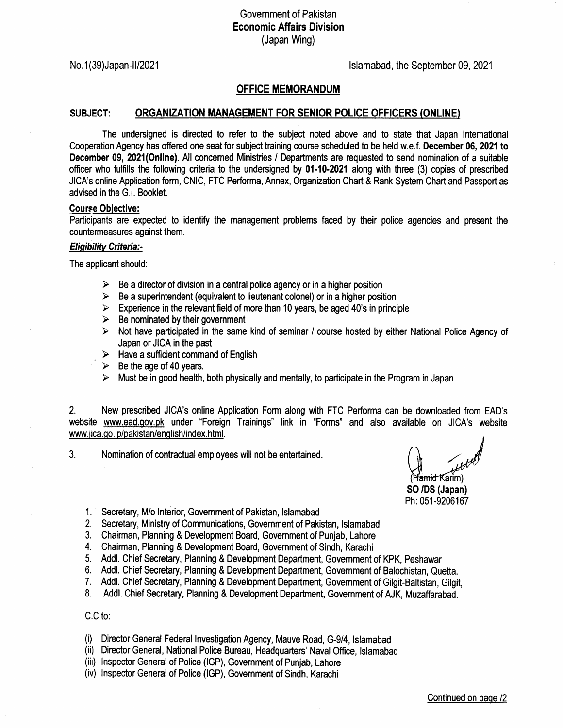Government of Pakistan
**Economic Affairs Division**
(Japan Wing)

No.1(39)Japan-II/2021

Islamabad, the September 09, 2021

## OFFICE MEMORANDUM

**SUBJECT: ORGANIZATION MANAGEMENT FOR SENIOR POLICE OFFICERS (ONLINE)**

The undersigned is directed to refer to the subject noted above and to state that Japan International Cooperation Agency has offered one seat for subject training course scheduled to be held w.e.f. **December 06, 2021 to December 09, 2021(Online)**. All concerned Ministries / Departments are requested to send nomination of a suitable officer who fulfills the following criteria to the undersigned by **01-10-2021** along with three (3) copies of prescribed JICA's online Application form, CNIC, FTC Performa, Annex, Organization Chart & Rank System Chart and Passport as advised in the G.I. Booklet.

**Course Objective:**

Participants are expected to identify the management problems faced by their police agencies and present the countermeasures against them.

***Eligibility Criteria:-***

The applicant should:

- Be a director of division in a central police agency or in a higher position
- Be a superintendent (equivalent to lieutenant colonel) or in a higher position
- Experience in the relevant field of more than 10 years, be aged 40's in principle
- Be nominated by their government
- Not have participated in the same kind of seminar / course hosted by either National Police Agency of Japan or JICA in the past
- Have a sufficient command of English
- Be the age of 40 years.
- Must be in good health, both physically and mentally, to participate in the Program in Japan

2. New prescribed JICA's online Application Form along with FTC Performa can be downloaded from EAD's website www.ead.gov.pk under "Foreign Trainings" link in "Forms" and also available on JICA's website www.jica.go.jp/pakistan/english/index.html.

3. Nomination of contractual employees will not be entertained.

(Hamid Karim)
**SO /DS (Japan)**
Ph: 051-9206167

1. Secretary, M/o Interior, Government of Pakistan, Islamabad
2. Secretary, Ministry of Communications, Government of Pakistan, Islamabad
3. Chairman, Planning & Development Board, Government of Punjab, Lahore
4. Chairman, Planning & Development Board, Government of Sindh, Karachi
5. Addl. Chief Secretary, Planning & Development Department, Government of KPK, Peshawar
6. Addl. Chief Secretary, Planning & Development Department, Government of Balochistan, Quetta.
7. Addl. Chief Secretary, Planning & Development Department, Government of Gilgit-Baltistan, Gilgit,
8. Addl. Chief Secretary, Planning & Development Department, Government of AJK, Muzaffarabad.

C.C to:

(i) Director General Federal Investigation Agency, Mauve Road, G-9/4, Islamabad
(ii) Director General, National Police Bureau, Headquarters' Naval Office, Islamabad
(iii) Inspector General of Police (IGP), Government of Punjab, Lahore
(iv) Inspector General of Police (IGP), Government of Sindh, Karachi

Continued on page /2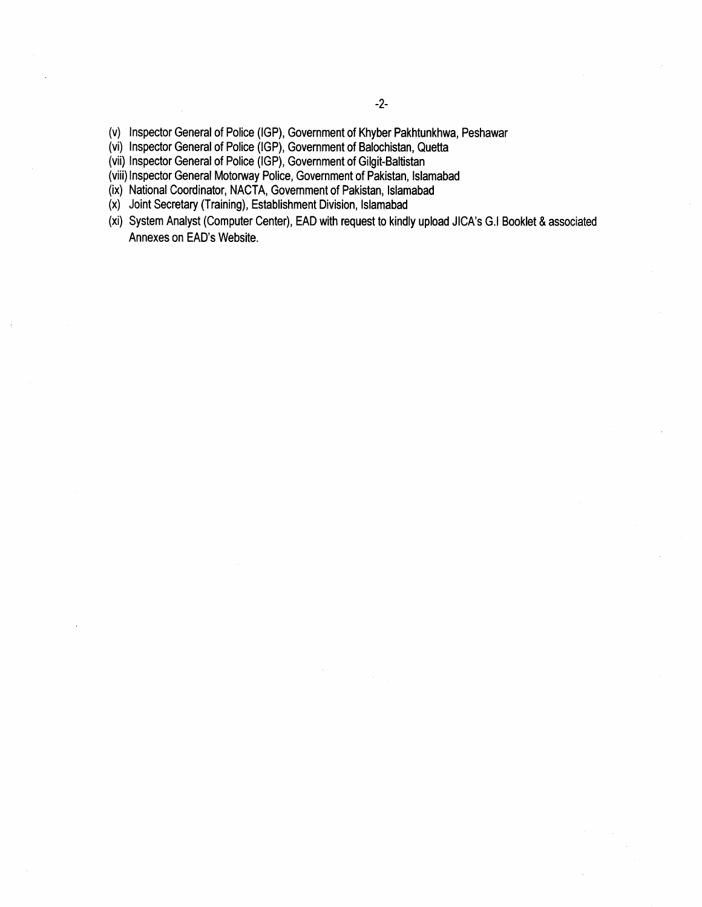(v) Inspector General of Police (IGP), Government of Khyber Pakhtunkhwa, Peshawar
(vi) Inspector General of Police (IGP), Government of Balochistan, Quetta
(vii) Inspector General of Police (IGP), Government of Gilgit-Baltistan
(viii) Inspector General Motorway Police, Government of Pakistan, Islamabad
(ix) National Coordinator, NACTA, Government of Pakistan, Islamabad
(x) Joint Secretary (Training), Establishment Division, Islamabad
(xi) System Analyst (Computer Center), EAD with request to kindly upload JICA's G.I Booklet & associated Annexes on EAD's Website.